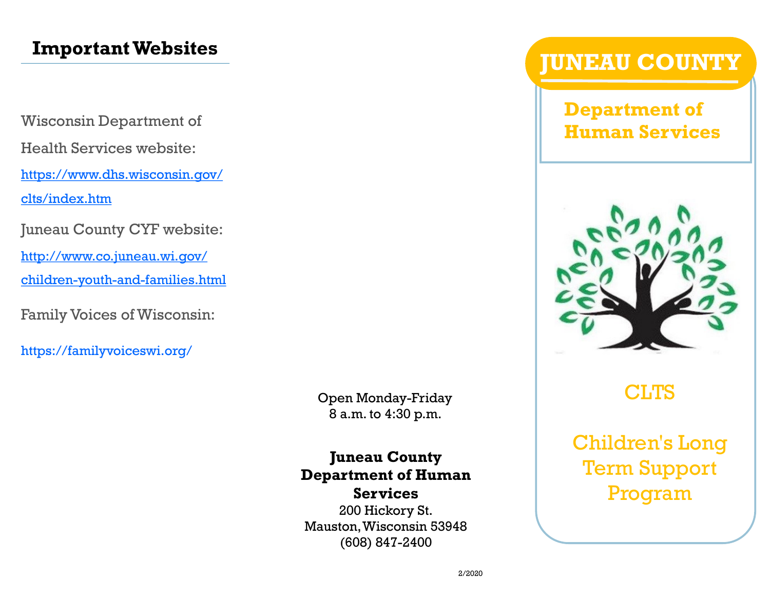## Important Websites

Wisconsin Department of Health Services website:

https://www.dhs.wisconsin.gov/clts/index.htm

Juneau County CYF website:

http://www.co.juneau.wi.gov/children-youth-and-families.html

Family Voices of Wisconsin:

https://familyvoiceswi.org/

Open Monday-Friday
8 a.m. to 4:30 p.m.

**Juneau County Department of Human Services**
200 Hickory St.
Mauston, Wisconsin 53948
(608) 847-2400

2/2020

# JUNEAU COUNTY

## Department of Human Services

CLTS

Children's Long Term Support Program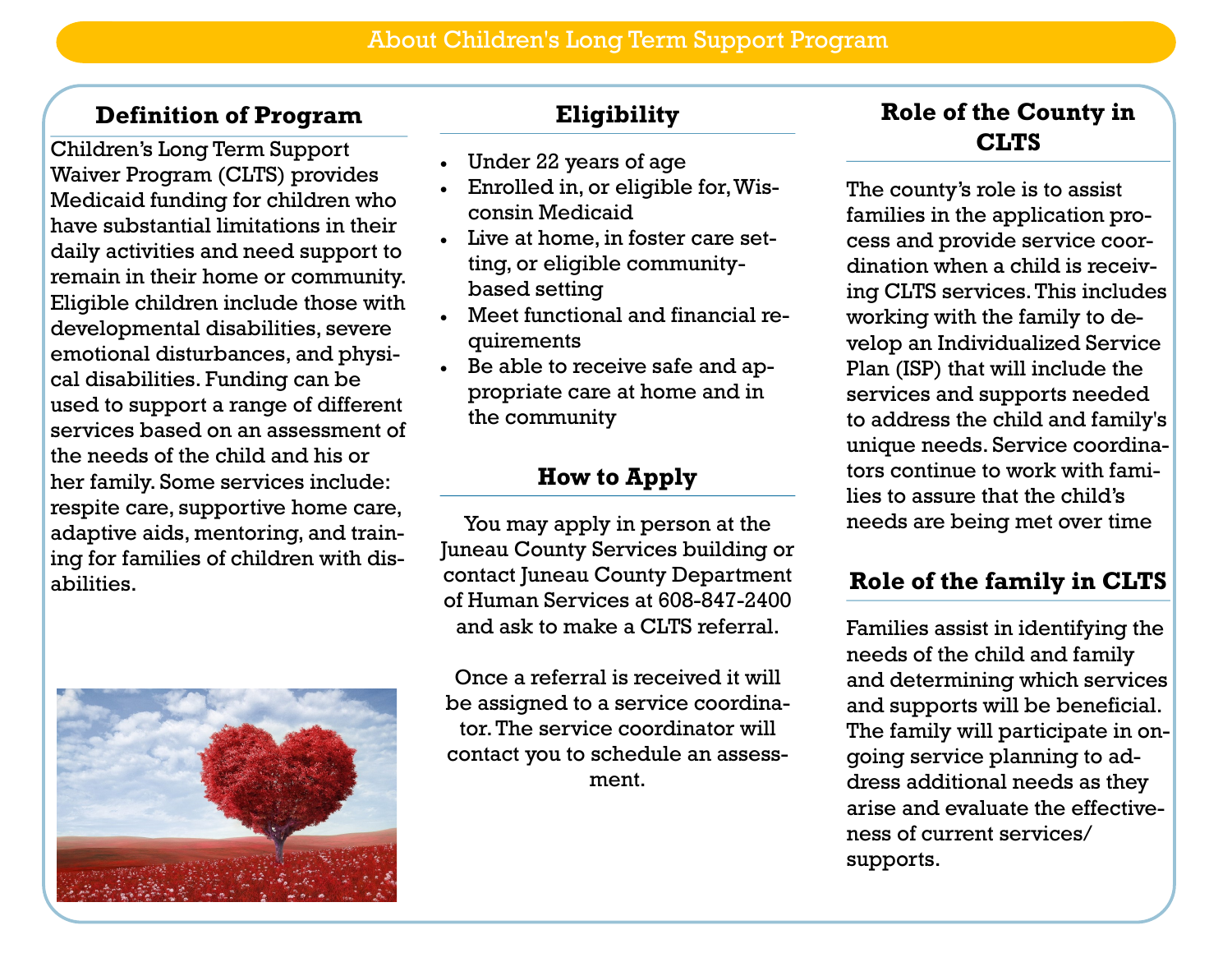# About Children's Long Term Support Program

## Definition of Program

Children's Long Term Support Waiver Program (CLTS) provides Medicaid funding for children who have substantial limitations in their daily activities and need support to remain in their home or community. Eligible children include those with developmental disabilities, severe emotional disturbances, and physical disabilities. Funding can be used to support a range of different services based on an assessment of the needs of the child and his or her family. Some services include: respite care, supportive home care, adaptive aids, mentoring, and training for families of children with disabilities.

## Eligibility

- Under 22 years of age
- Enrolled in, or eligible for, Wisconsin Medicaid
- Live at home, in foster care setting, or eligible community-based setting
- Meet functional and financial requirements
- Be able to receive safe and appropriate care at home and in the community

## How to Apply

You may apply in person at the Juneau County Services building or contact Juneau County Department of Human Services at 608-847-2400 and ask to make a CLTS referral.

Once a referral is received it will be assigned to a service coordinator. The service coordinator will contact you to schedule an assessment.

## Role of the County in CLTS

The county's role is to assist families in the application process and provide service coordination when a child is receiving CLTS services. This includes working with the family to develop an Individualized Service Plan (ISP) that will include the services and supports needed to address the child and family's unique needs. Service coordinators continue to work with families to assure that the child's needs are being met over time

## Role of the family in CLTS

Families assist in identifying the needs of the child and family and determining which services and supports will be beneficial. The family will participate in ongoing service planning to address additional needs as they arise and evaluate the effectiveness of current services/ supports.